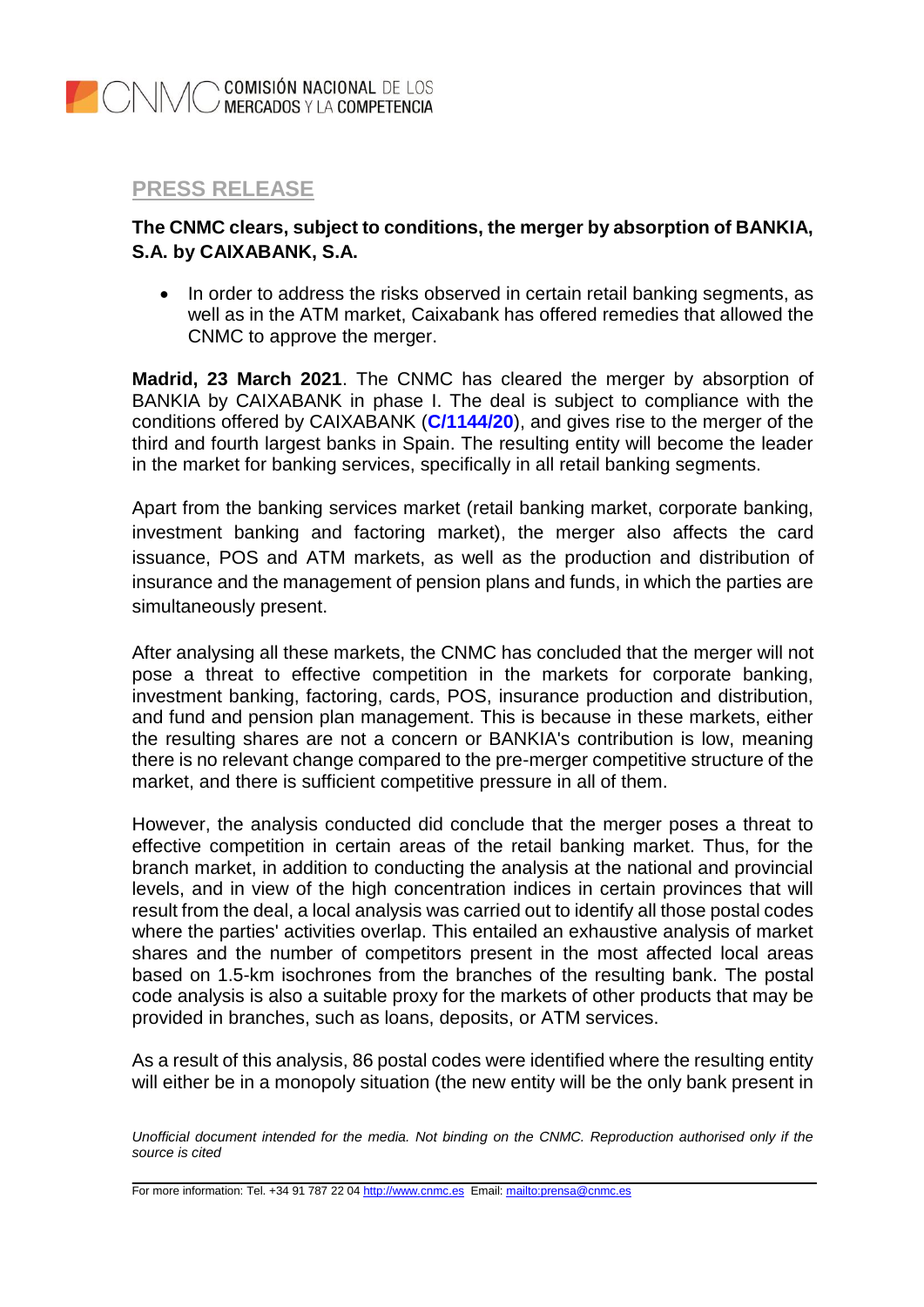## PRESS RELEASE

**The CNMC clears, subject to conditions, the merger by absorption of BANKIA, S.A. by CAIXABANK, S.A.**

- In order to address the risks observed in certain retail banking segments, as well as in the ATM market, Caixabank has offered remedies that allowed the CNMC to approve the merger.

**Madrid, 23 March 2021**. The CNMC has cleared the merger by absorption of BANKIA by CAIXABANK in phase I. The deal is subject to compliance with the conditions offered by CAIXABANK (**C/1144/20**), and gives rise to the merger of the third and fourth largest banks in Spain. The resulting entity will become the leader in the market for banking services, specifically in all retail banking segments.

Apart from the banking services market (retail banking market, corporate banking, investment banking and factoring market), the merger also affects the card issuance, POS and ATM markets, as well as the production and distribution of insurance and the management of pension plans and funds, in which the parties are simultaneously present.

After analysing all these markets, the CNMC has concluded that the merger will not pose a threat to effective competition in the markets for corporate banking, investment banking, factoring, cards, POS, insurance production and distribution, and fund and pension plan management. This is because in these markets, either the resulting shares are not a concern or BANKIA's contribution is low, meaning there is no relevant change compared to the pre-merger competitive structure of the market, and there is sufficient competitive pressure in all of them.

However, the analysis conducted did conclude that the merger poses a threat to effective competition in certain areas of the retail banking market. Thus, for the branch market, in addition to conducting the analysis at the national and provincial levels, and in view of the high concentration indices in certain provinces that will result from the deal, a local analysis was carried out to identify all those postal codes where the parties' activities overlap. This entailed an exhaustive analysis of market shares and the number of competitors present in the most affected local areas based on 1.5-km isochrones from the branches of the resulting bank. The postal code analysis is also a suitable proxy for the markets of other products that may be provided in branches, such as loans, deposits, or ATM services.

As a result of this analysis, 86 postal codes were identified where the resulting entity will either be in a monopoly situation (the new entity will be the only bank present in

*Unofficial document intended for the media. Not binding on the CNMC. Reproduction authorised only if the source is cited*

For more information: Tel. +34 91 787 22 04 http://www.cnmc.es Email: mailto:prensa@cnmc.es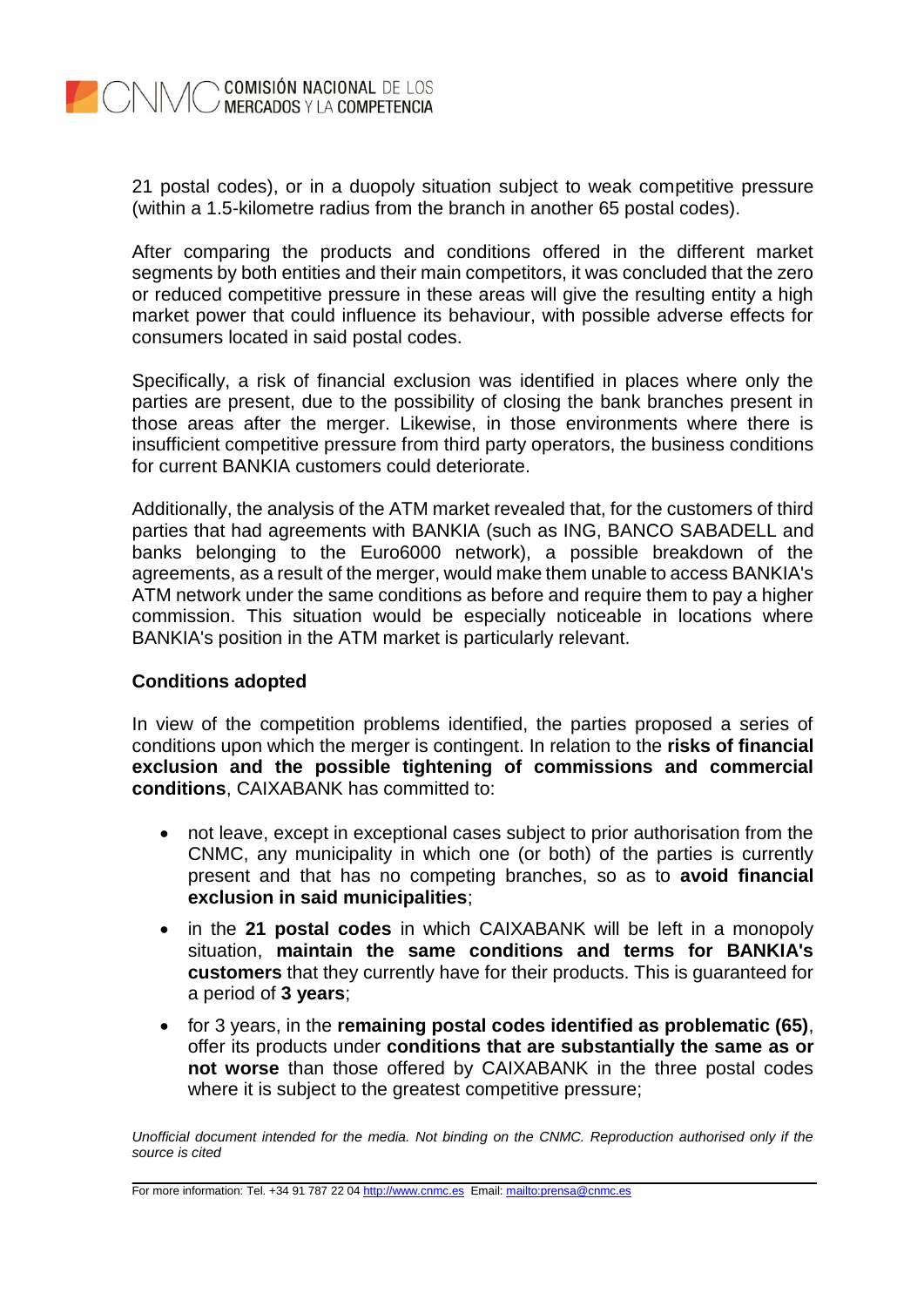21 postal codes), or in a duopoly situation subject to weak competitive pressure (within a 1.5-kilometre radius from the branch in another 65 postal codes).

After comparing the products and conditions offered in the different market segments by both entities and their main competitors, it was concluded that the zero or reduced competitive pressure in these areas will give the resulting entity a high market power that could influence its behaviour, with possible adverse effects for consumers located in said postal codes.

Specifically, a risk of financial exclusion was identified in places where only the parties are present, due to the possibility of closing the bank branches present in those areas after the merger. Likewise, in those environments where there is insufficient competitive pressure from third party operators, the business conditions for current BANKIA customers could deteriorate.

Additionally, the analysis of the ATM market revealed that, for the customers of third parties that had agreements with BANKIA (such as ING, BANCO SABADELL and banks belonging to the Euro6000 network), a possible breakdown of the agreements, as a result of the merger, would make them unable to access BANKIA's ATM network under the same conditions as before and require them to pay a higher commission. This situation would be especially noticeable in locations where BANKIA's position in the ATM market is particularly relevant.

**Conditions adopted**

In view of the competition problems identified, the parties proposed a series of conditions upon which the merger is contingent. In relation to the **risks of financial exclusion and the possible tightening of commissions and commercial conditions**, CAIXABANK has committed to:

- not leave, except in exceptional cases subject to prior authorisation from the CNMC, any municipality in which one (or both) of the parties is currently present and that has no competing branches, so as to **avoid financial exclusion in said municipalities**;
- in the **21 postal codes** in which CAIXABANK will be left in a monopoly situation, **maintain the same conditions and terms for BANKIA's customers** that they currently have for their products. This is guaranteed for a period of **3 years**;
- for 3 years, in the **remaining postal codes identified as problematic (65)**, offer its products under **conditions that are substantially the same as or not worse** than those offered by CAIXABANK in the three postal codes where it is subject to the greatest competitive pressure;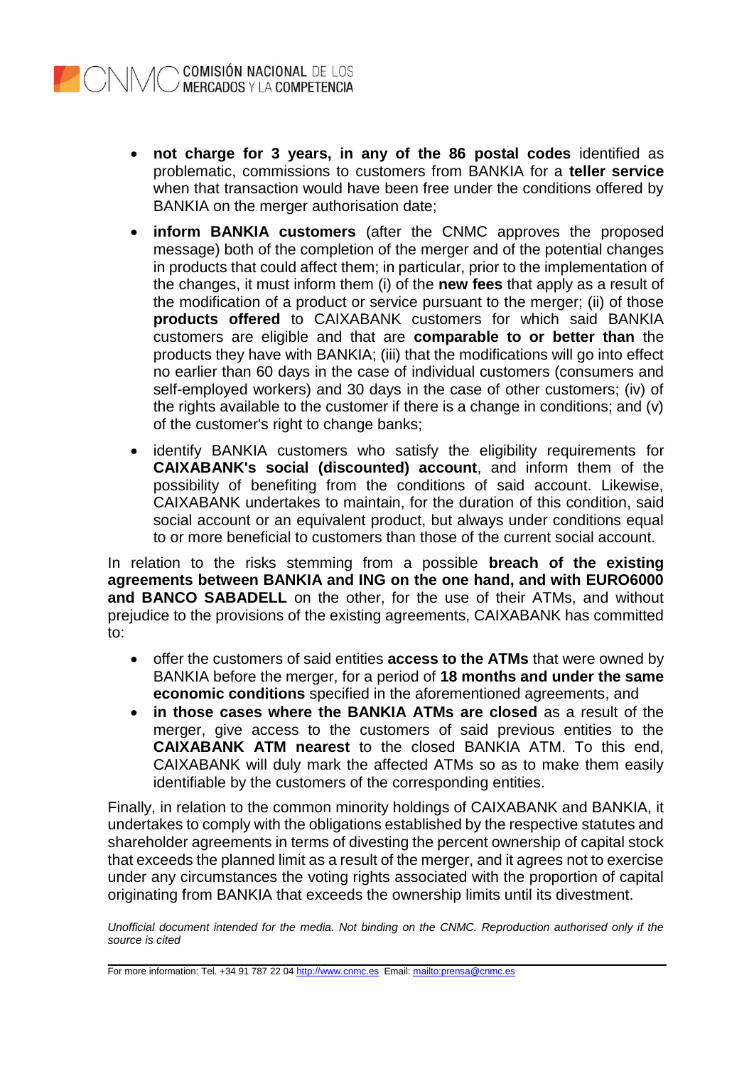- **not charge for 3 years, in any of the 86 postal codes** identified as problematic, commissions to customers from BANKIA for a **teller service** when that transaction would have been free under the conditions offered by BANKIA on the merger authorisation date;
- **inform BANKIA customers** (after the CNMC approves the proposed message) both of the completion of the merger and of the potential changes in products that could affect them; in particular, prior to the implementation of the changes, it must inform them (i) of the **new fees** that apply as a result of the modification of a product or service pursuant to the merger; (ii) of those **products offered** to CAIXABANK customers for which said BANKIA customers are eligible and that are **comparable to or better than** the products they have with BANKIA; (iii) that the modifications will go into effect no earlier than 60 days in the case of individual customers (consumers and self-employed workers) and 30 days in the case of other customers; (iv) of the rights available to the customer if there is a change in conditions; and (v) of the customer's right to change banks;
- identify BANKIA customers who satisfy the eligibility requirements for **CAIXABANK's social (discounted) account**, and inform them of the possibility of benefiting from the conditions of said account. Likewise, CAIXABANK undertakes to maintain, for the duration of this condition, said social account or an equivalent product, but always under conditions equal to or more beneficial to customers than those of the current social account.

In relation to the risks stemming from a possible **breach of the existing agreements between BANKIA and ING on the one hand, and with EURO6000 and BANCO SABADELL** on the other, for the use of their ATMs, and without prejudice to the provisions of the existing agreements, CAIXABANK has committed to:

- offer the customers of said entities **access to the ATMs** that were owned by BANKIA before the merger, for a period of **18 months and under the same economic conditions** specified in the aforementioned agreements, and
- **in those cases where the BANKIA ATMs are closed** as a result of the merger, give access to the customers of said previous entities to the **CAIXABANK ATM nearest** to the closed BANKIA ATM. To this end, CAIXABANK will duly mark the affected ATMs so as to make them easily identifiable by the customers of the corresponding entities.

Finally, in relation to the common minority holdings of CAIXABANK and BANKIA, it undertakes to comply with the obligations established by the respective statutes and shareholder agreements in terms of divesting the percent ownership of capital stock that exceeds the planned limit as a result of the merger, and it agrees not to exercise under any circumstances the voting rights associated with the proportion of capital originating from BANKIA that exceeds the ownership limits until its divestment.

*Unofficial document intended for the media. Not binding on the CNMC. Reproduction authorised only if the source is cited*

For more information: Tel. +34 91 787 22 04 http://www.cnmc.es Email: mailto:prensa@cnmc.es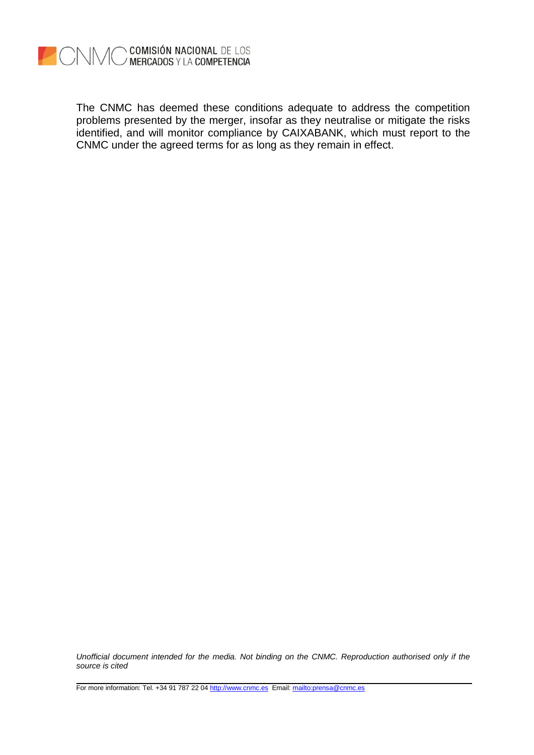The CNMC has deemed these conditions adequate to address the competition problems presented by the merger, insofar as they neutralise or mitigate the risks identified, and will monitor compliance by CAIXABANK, which must report to the CNMC under the agreed terms for as long as they remain in effect.

*Unofficial document intended for the media. Not binding on the CNMC. Reproduction authorised only if the source is cited*

For more information: Tel. +34 91 787 22 04 http://www.cnmc.es Email: mailto:prensa@cnmc.es